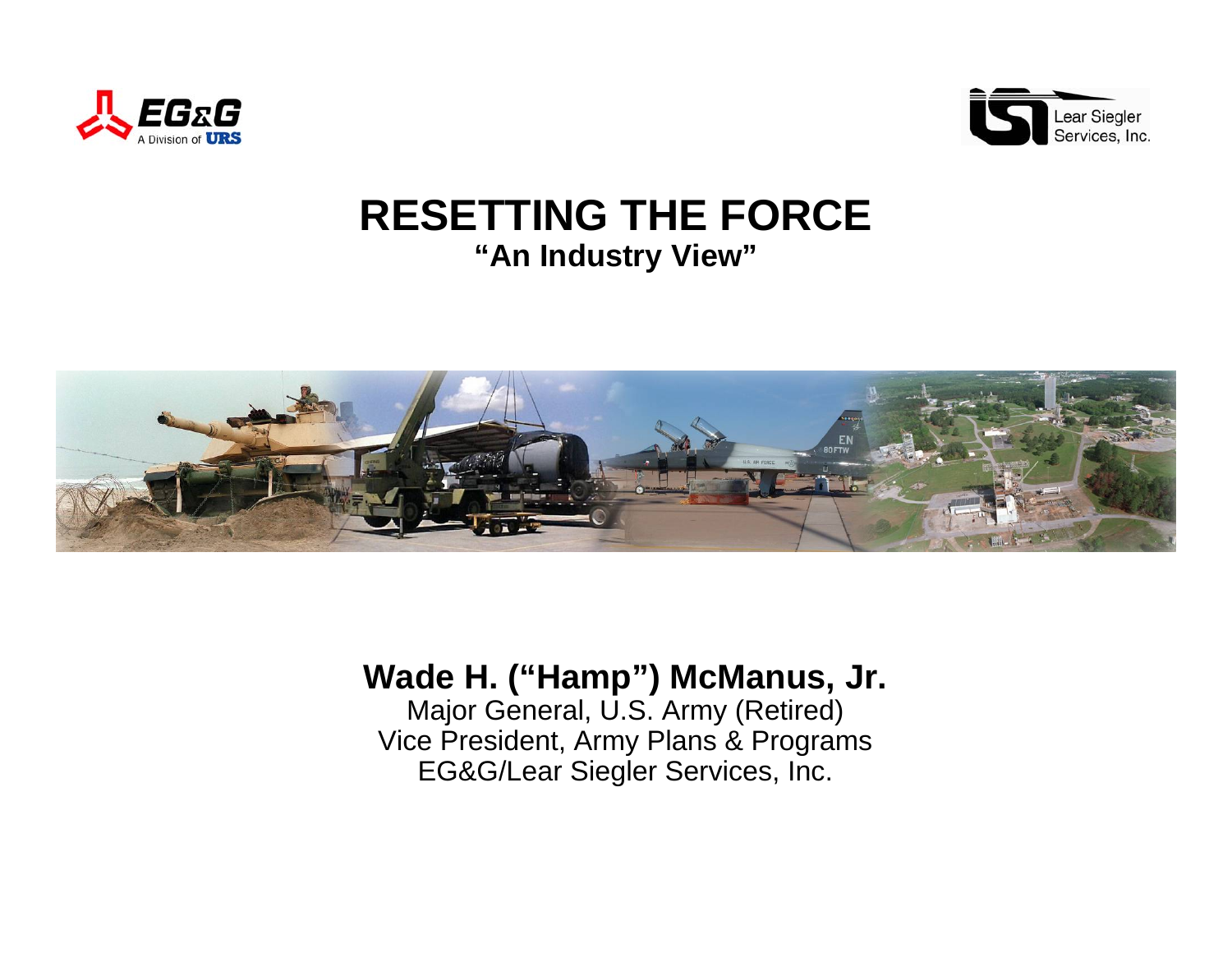# RESETTING THE FORCE

## "An Industry View"

**Wade H. ("Hamp") McManus, Jr.**

Major General, U.S. Army (Retired)
Vice President, Army Plans & Programs
EG&G/Lear Siegler Services, Inc.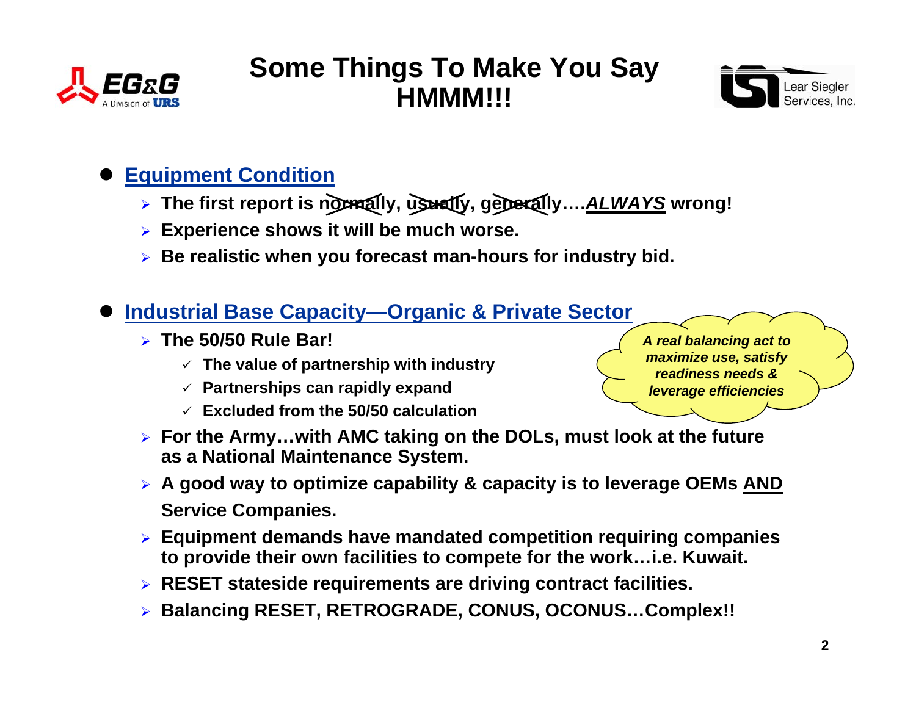# Some Things To Make You Say HMMM!!!

- **Equipment Condition**
  - **The first report is ~~normally~~, ~~usually~~, ~~generally~~….*ALWAYS* wrong!**
  - **Experience shows it will be much worse.**
  - **Be realistic when you forecast man-hours for industry bid.**

- **Industrial Base Capacity—Organic & Private Sector**
  - **The 50/50 Rule Bar!**
    - ✓ **The value of partnership with industry**
    - ✓ **Partnerships can rapidly expand**
    - ✓ **Excluded from the 50/50 calculation**
  - **For the Army…with AMC taking on the DOLs, must look at the future as a National Maintenance System.**
  - **A good way to optimize capability & capacity is to leverage OEMs AND Service Companies.**
  - **Equipment demands have mandated competition requiring companies to provide their own facilities to compete for the work…i.e. Kuwait.**
  - **RESET stateside requirements are driving contract facilities.**
  - **Balancing RESET, RETROGRADE, CONUS, OCONUS…Complex!!**

***A real balancing act to maximize use, satisfy readiness needs & leverage efficiencies***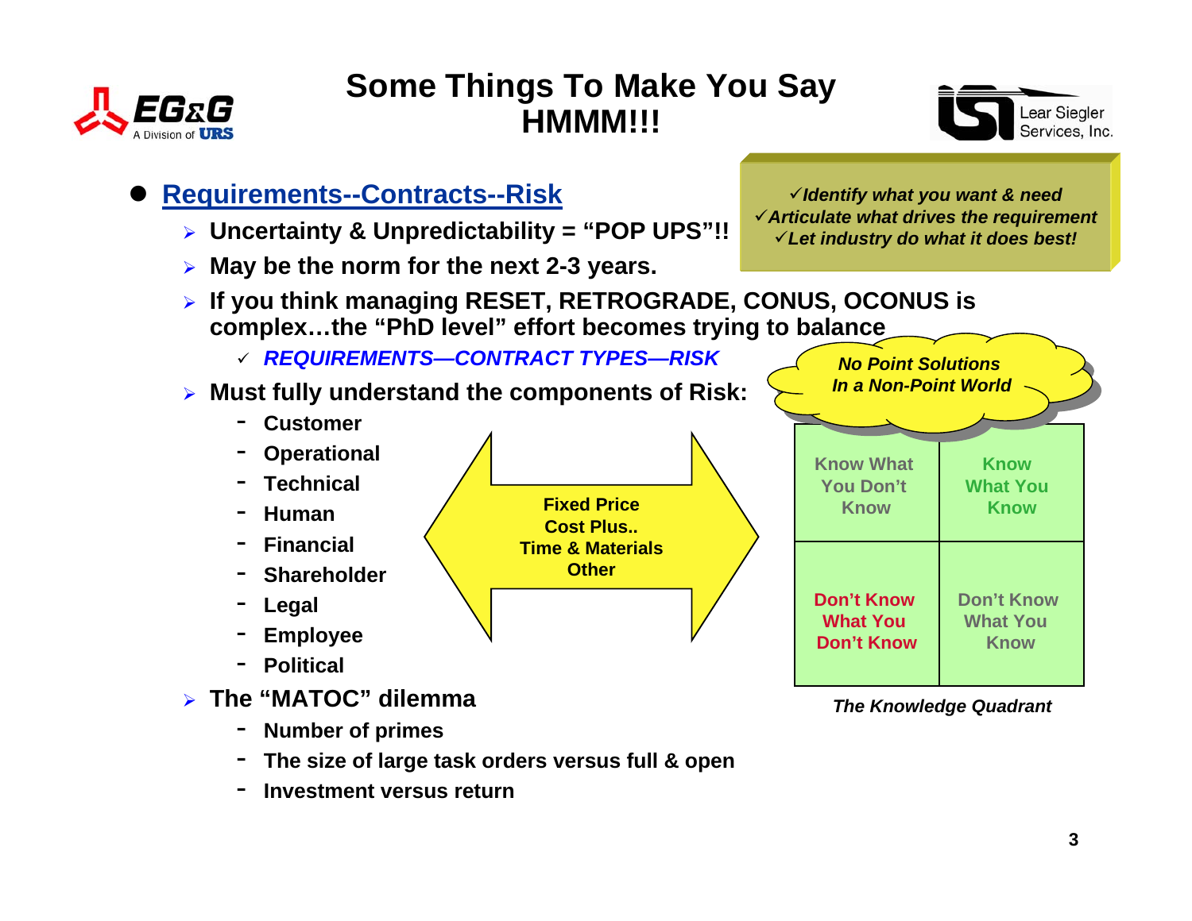# Some Things To Make You Say HMMM!!!

- **Requirements--Contracts--Risk**
  - **Uncertainty & Unpredictability = "POP UPS"!!**
  - **May be the norm for the next 2-3 years.**
  - **If you think managing RESET, RETROGRADE, CONUS, OCONUS is complex…the "PhD level" effort becomes trying to balance**
    - ✓ ***REQUIREMENTS—CONTRACT TYPES—RISK***
  - **Must fully understand the components of Risk:**
    - **Customer**
    - **Operational**
    - **Technical**
    - **Human**
    - **Financial**
    - **Shareholder**
    - **Legal**
    - **Employee**
    - **Political**
  - **The "MATOC" dilemma**
    - **Number of primes**
    - **The size of large task orders versus full & open**
    - **Investment versus return**

***✓Identify what you want & need***
***✓Articulate what drives the requirement***
***✓Let industry do what it does best!***

**Fixed Price**
**Cost Plus..**
**Time & Materials**
**Other**

***No Point Solutions In a Non-Point World***

| | |
|---|---|
| **Know What You Don't Know** | **Know What You Know** |
| **Don't Know What You Don't Know** | **Don't Know What You Know** |

***The Knowledge Quadrant***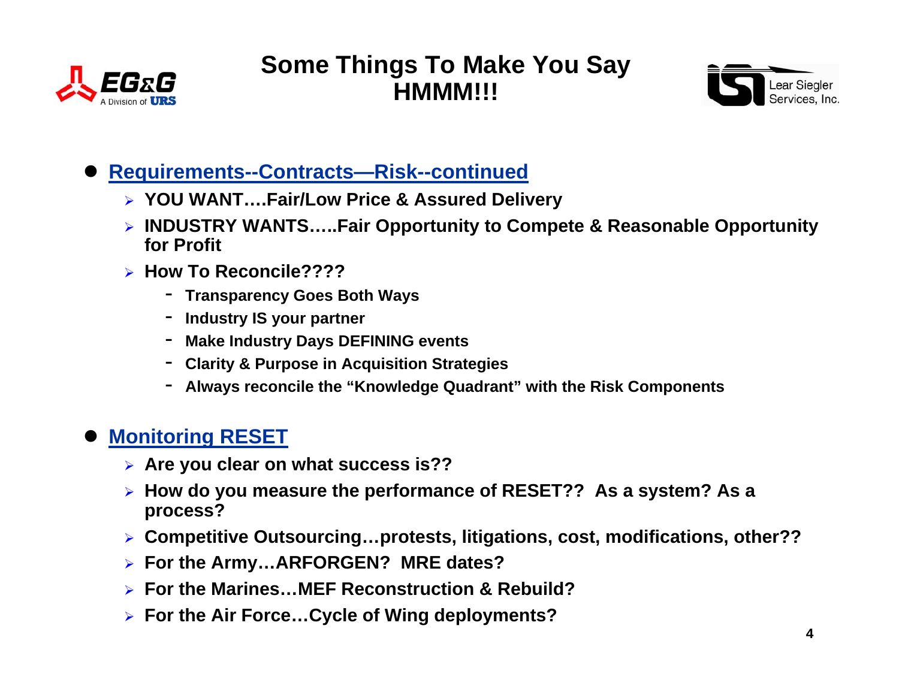# Some Things To Make You Say HMMM!!!

- **Requirements--Contracts—Risk--continued**
  - **YOU WANT….Fair/Low Price & Assured Delivery**
  - **INDUSTRY WANTS…..Fair Opportunity to Compete & Reasonable Opportunity for Profit**
  - **How To Reconcile????**
    - **Transparency Goes Both Ways**
    - **Industry IS your partner**
    - **Make Industry Days DEFINING events**
    - **Clarity & Purpose in Acquisition Strategies**
    - **Always reconcile the "Knowledge Quadrant" with the Risk Components**

- **Monitoring RESET**
  - **Are you clear on what success is??**
  - **How do you measure the performance of RESET?? As a system? As a process?**
  - **Competitive Outsourcing…protests, litigations, cost, modifications, other??**
  - **For the Army…ARFORGEN? MRE dates?**
  - **For the Marines…MEF Reconstruction & Rebuild?**
  - **For the Air Force…Cycle of Wing deployments?**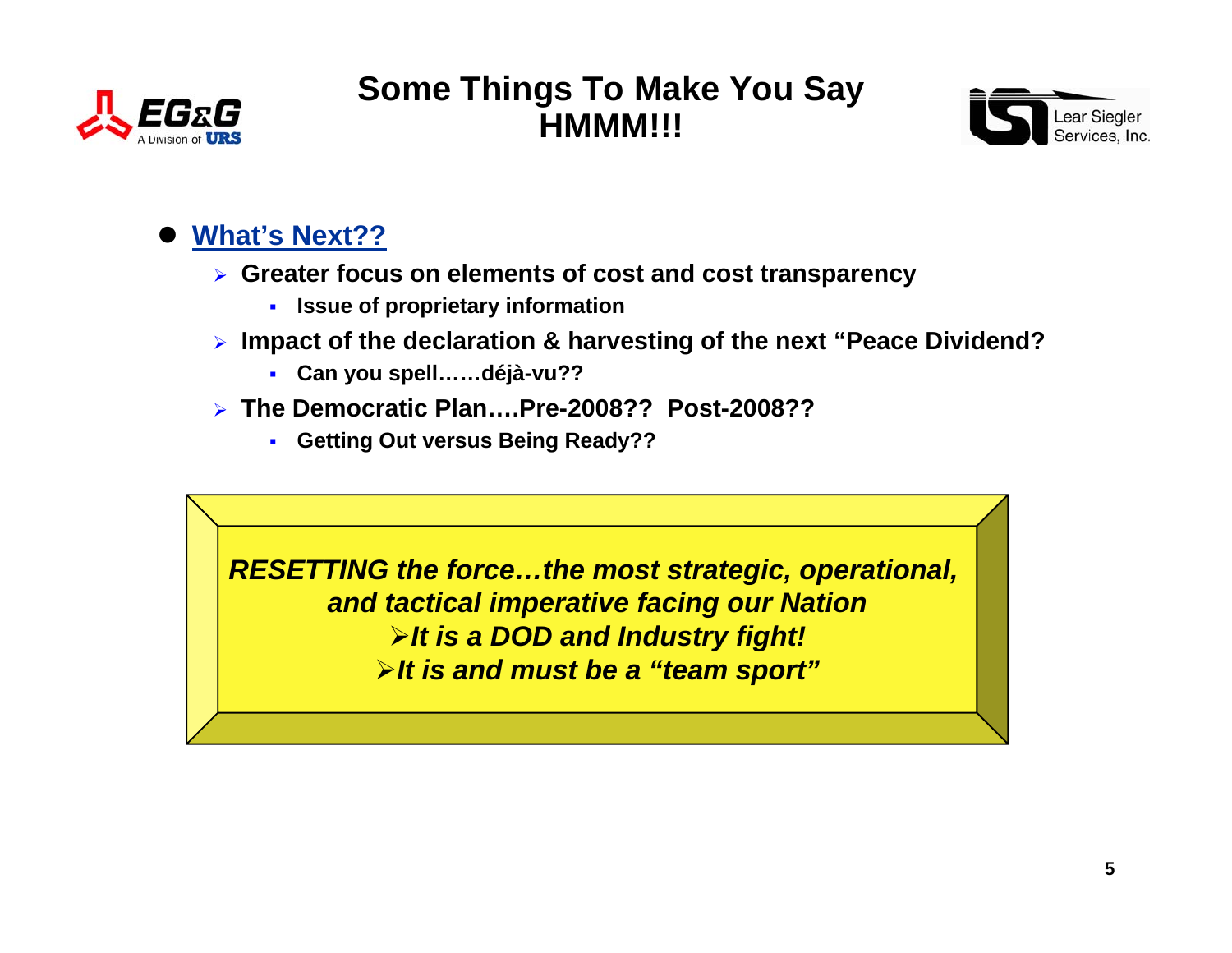# Some Things To Make You Say HMMM!!!

- **What's Next??**
  - **Greater focus on elements of cost and cost transparency**
    - **Issue of proprietary information**
  - **Impact of the declaration & harvesting of the next "Peace Dividend?**
    - **Can you spell……déjà-vu??**
  - **The Democratic Plan….Pre-2008?? Post-2008??**
    - **Getting Out versus Being Ready??**

***RESETTING the force…the most strategic, operational, and tactical imperative facing our Nation***

- ***It is a DOD and Industry fight!***
- ***It is and must be a "team sport"***